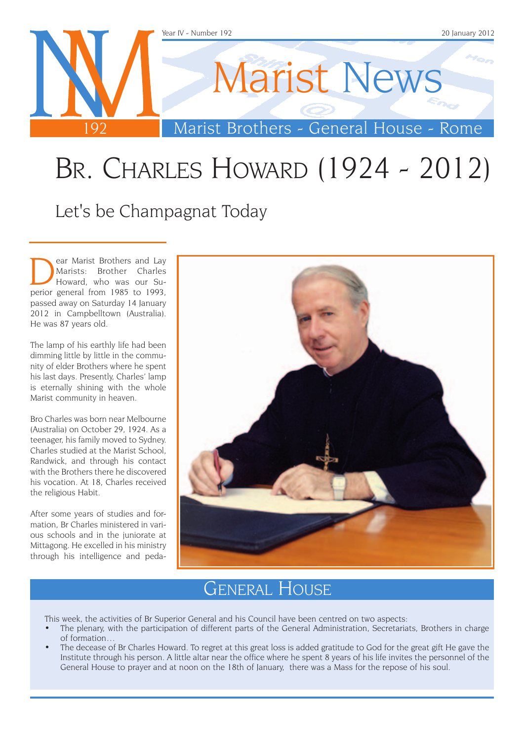# Br. Charles Howard (1924 - 2012)

## Let's be Champagnat Today

Dear Marist Brothers and Lay Marists: Brother Charles Howard, who was our Superior general from 1985 to 1993, passed away on Saturday 14 January 2012 in Campbelltown (Australia). He was 87 years old.

The lamp of his earthly life had been dimming little by little in the community of elder Brothers where he spent his last days. Presently, Charles' lamp is eternally shining with the whole Marist community in heaven.

Bro Charles was born near Melbourne (Australia) on October 29, 1924. As a teenager, his family moved to Sydney. Charles studied at the Marist School, Randwick, and through his contact with the Brothers there he discovered his vocation. At 18, Charles received the religious Habit.

After some years of studies and formation, Br Charles ministered in various schools and in the juniorate at Mittagong. He excelled in his ministry through his intelligence and peda-

## General House

This week, the activities of Br Superior General and his Council have been centred on two aspects:

- The plenary, with the participation of different parts of the General Administration, Secretariats, Brothers in charge of formation…
- The decease of Br Charles Howard. To regret at this great loss is added gratitude to God for the great gift He gave the Institute through his person. A little altar near the office where he spent 8 years of his life invites the personnel of the General House to prayer and at noon on the 18th of January, there was a Mass for the repose of his soul.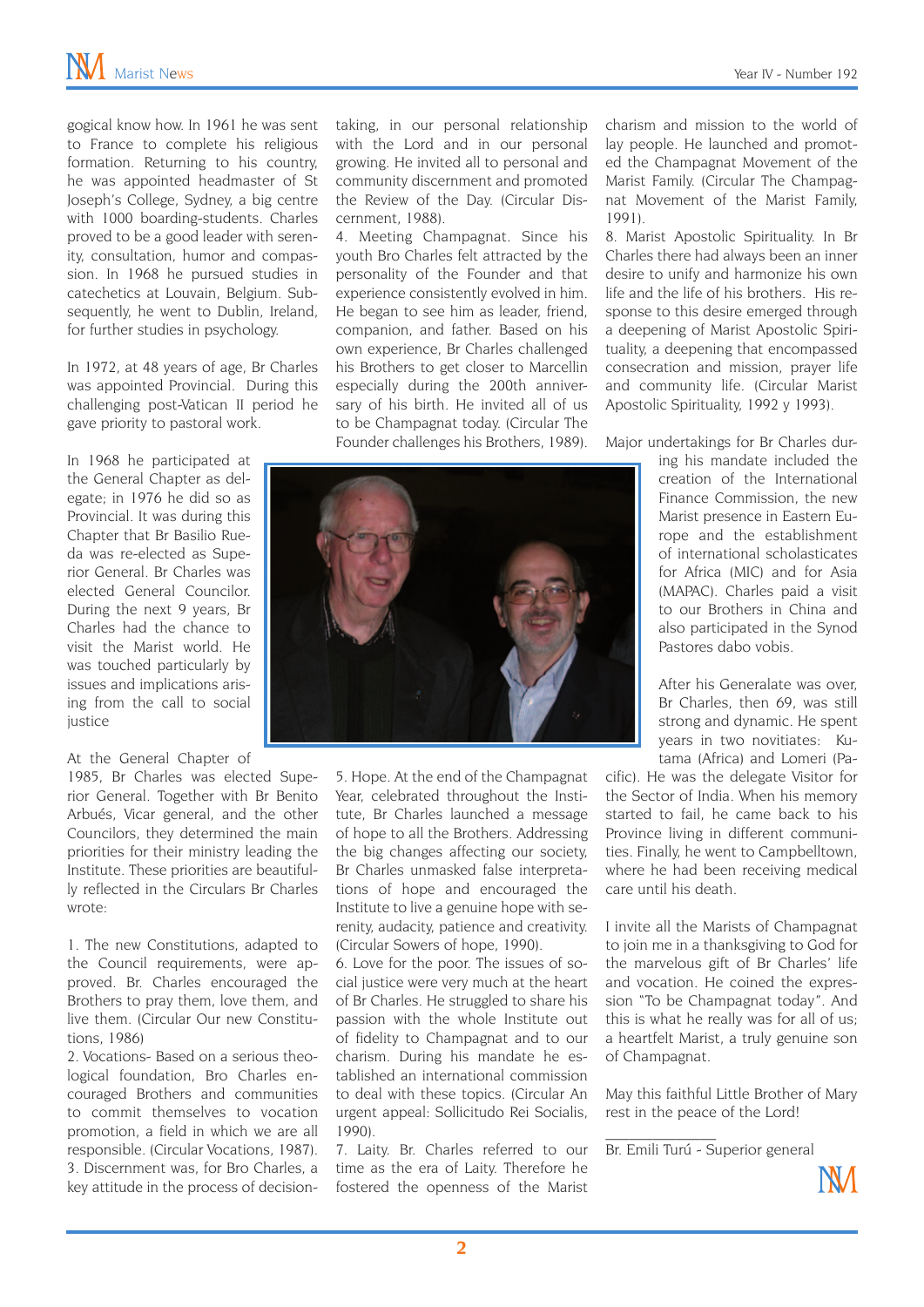gogical know how. In 1961 he was sent to France to complete his religious formation. Returning to his country, he was appointed headmaster of St Joseph's College, Sydney, a big centre with 1000 boarding-students. Charles proved to be a good leader with serenity, consultation, humor and compassion. In 1968 he pursued studies in catechetics at Louvain, Belgium. Subsequently, he went to Dublin, Ireland, for further studies in psychology.

In 1972, at 48 years of age, Br Charles was appointed Provincial. During this challenging post-Vatican II period he gave priority to pastoral work.

In 1968 he participated at the General Chapter as delegate; in 1976 he did so as Provincial. It was during this Chapter that Br Basilio Rueda was re-elected as Superior General. Br Charles was elected General Councilor. During the next 9 years, Br Charles had the chance to visit the Marist world. He was touched particularly by issues and implications arising from the call to social justice

At the General Chapter of 1985, Br Charles was elected Superior General. Together with Br Benito Arbués, Vicar general, and the other Councilors, they determined the main priorities for their ministry leading the Institute. These priorities are beautifully reflected in the Circulars Br Charles wrote:

1. The new Constitutions, adapted to the Council requirements, were approved. Br. Charles encouraged the Brothers to pray them, love them, and live them. (Circular Our new Constitutions, 1986)
2. Vocations- Based on a serious theological foundation, Bro Charles encouraged Brothers and communities to commit themselves to vocation promotion, a field in which we are all responsible. (Circular Vocations, 1987).
3. Discernment was, for Bro Charles, a key attitude in the process of decision-taking, in our personal relationship with the Lord and in our personal growing. He invited all to personal and community discernment and promoted the Review of the Day. (Circular Discernment, 1988).
4. Meeting Champagnat. Since his youth Bro Charles felt attracted by the personality of the Founder and that experience consistently evolved in him. He began to see him as leader, friend, companion, and father. Based on his own experience, Br Charles challenged his Brothers to get closer to Marcellin especially during the 200th anniversary of his birth. He invited all of us to be Champagnat today. (Circular The Founder challenges his Brothers, 1989).
5. Hope. At the end of the Champagnat Year, celebrated throughout the Institute, Br Charles launched a message of hope to all the Brothers. Addressing the big changes affecting our society, Br Charles unmasked false interpretations of hope and encouraged the Institute to live a genuine hope with serenity, audacity, patience and creativity. (Circular Sowers of hope, 1990).
6. Love for the poor. The issues of social justice were very much at the heart of Br Charles. He struggled to share his passion with the whole Institute out of fidelity to Champagnat and to our charism. During his mandate he established an international commission to deal with these topics. (Circular An urgent appeal: Sollicitudo Rei Socialis, 1990).
7. Laity. Br. Charles referred to our time as the era of Laity. Therefore he fostered the openness of the Marist charism and mission to the world of lay people. He launched and promoted the Champagnat Movement of the Marist Family. (Circular The Champagnat Movement of the Marist Family, 1991).
8. Marist Apostolic Spirituality. In Br Charles there had always been an inner desire to unify and harmonize his own life and the life of his brothers. His response to this desire emerged through a deepening of Marist Apostolic Spirituality, a deepening that encompassed consecration and mission, prayer life and community life. (Circular Marist Apostolic Spirituality, 1992 y 1993).

Major undertakings for Br Charles during his mandate included the creation of the International Finance Commission, the new Marist presence in Eastern Europe and the establishment of international scholasticates for Africa (MIC) and for Asia (MAPAC). Charles paid a visit to our Brothers in China and also participated in the Synod Pastores dabo vobis.

After his Generalate was over, Br Charles, then 69, was still strong and dynamic. He spent years in two novitiates: Kutama (Africa) and Lomeri (Pacific). He was the delegate Visitor for the Sector of India. When his memory started to fail, he came back to his Province living in different communities. Finally, he went to Campbelltown, where he had been receiving medical care until his death.

I invite all the Marists of Champagnat to join me in a thanksgiving to God for the marvelous gift of Br Charles' life and vocation. He coined the expression "To be Champagnat today". And this is what he really was for all of us; a heartfelt Marist, a truly genuine son of Champagnat.

May this faithful Little Brother of Mary rest in the peace of the Lord!

_____________

Br. Emili Turú - Superior general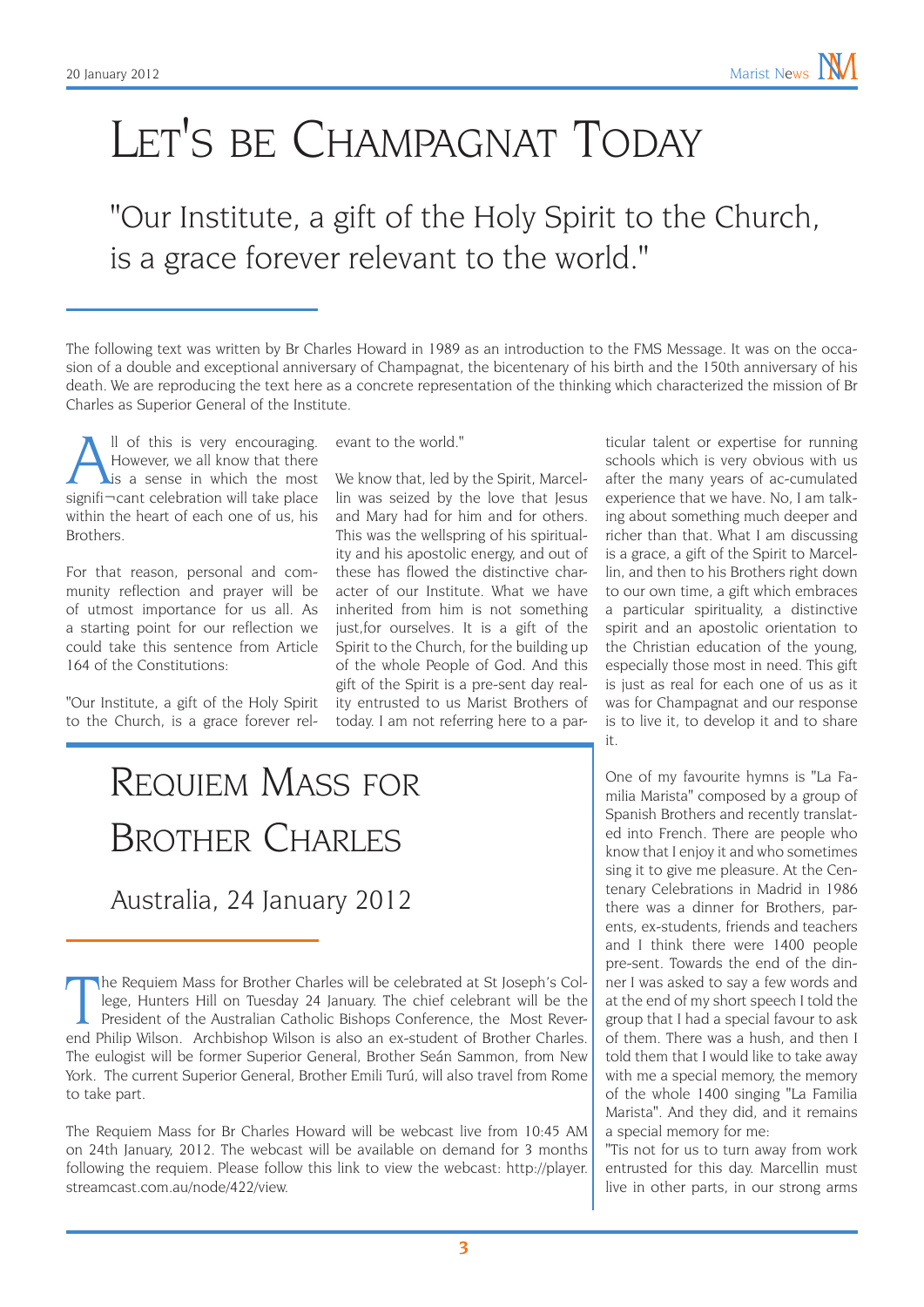# LET'S BE CHAMPAGNAT TODAY

## "Our Institute, a gift of the Holy Spirit to the Church, is a grace forever relevant to the world."

The following text was written by Br Charles Howard in 1989 as an introduction to the FMS Message. It was on the occasion of a double and exceptional anniversary of Champagnat, the bicentenary of his birth and the 150th anniversary of his death. We are reproducing the text here as a concrete representation of the thinking which characterized the mission of Br Charles as Superior General of the Institute.

All of this is very encouraging. However, we all know that there is a sense in which the most signifi¬cant celebration will take place within the heart of each one of us, his Brothers.

For that reason, personal and community reflection and prayer will be of utmost importance for us all. As a starting point for our reflection we could take this sentence from Article 164 of the Constitutions:

"Our Institute, a gift of the Holy Spirit to the Church, is a grace forever relevant to the world."

We know that, led by the Spirit, Marcellin was seized by the love that Jesus and Mary had for him and for others. This was the wellspring of his spirituality and his apostolic energy, and out of these has flowed the distinctive character of our Institute. What we have inherited from him is not something just,for ourselves. It is a gift of the Spirit to the Church, for the building up of the whole People of God. And this gift of the Spirit is a pre-sent day reality entrusted to us Marist Brothers of today. I am not referring here to a particular talent or expertise for running schools which is very obvious with us after the many years of ac-cumulated experience that we have. No, I am talking about something much deeper and richer than that. What I am discussing is a grace, a gift of the Spirit to Marcellin, and then to his Brothers right down to our own time, a gift which embraces a particular spirituality, a distinctive spirit and an apostolic orientation to the Christian education of the young, especially those most in need. This gift is just as real for each one of us as it was for Champagnat and our response is to live it, to develop it and to share it.

One of my favourite hymns is "La Familia Marista" composed by a group of Spanish Brothers and recently translated into French. There are people who know that I enjoy it and who sometimes sing it to give me pleasure. At the Centenary Celebrations in Madrid in 1986 there was a dinner for Brothers, parents, ex-students, friends and teachers and I think there were 1400 people pre-sent. Towards the end of the dinner I was asked to say a few words and at the end of my short speech I told the group that I had a special favour to ask of them. There was a hush, and then I told them that I would like to take away with me a special memory, the memory of the whole 1400 singing "La Familia Marista". And they did, and it remains a special memory for me:

"Tis not for us to turn away from work entrusted for this day. Marcellin must live in other parts, in our strong arms

# REQUIEM MASS FOR BROTHER CHARLES

## Australia, 24 January 2012

The Requiem Mass for Brother Charles will be celebrated at St Joseph's College, Hunters Hill on Tuesday 24 January. The chief celebrant will be the President of the Australian Catholic Bishops Conference, the Most Reverend Philip Wilson. Archbishop Wilson is also an ex-student of Brother Charles. The eulogist will be former Superior General, Brother Seán Sammon, from New York. The current Superior General, Brother Emili Turú, will also travel from Rome to take part.

The Requiem Mass for Br Charles Howard will be webcast live from 10:45 AM on 24th January, 2012. The webcast will be available on demand for 3 months following the requiem. Please follow this link to view the webcast: http://player.streamcast.com.au/node/422/view.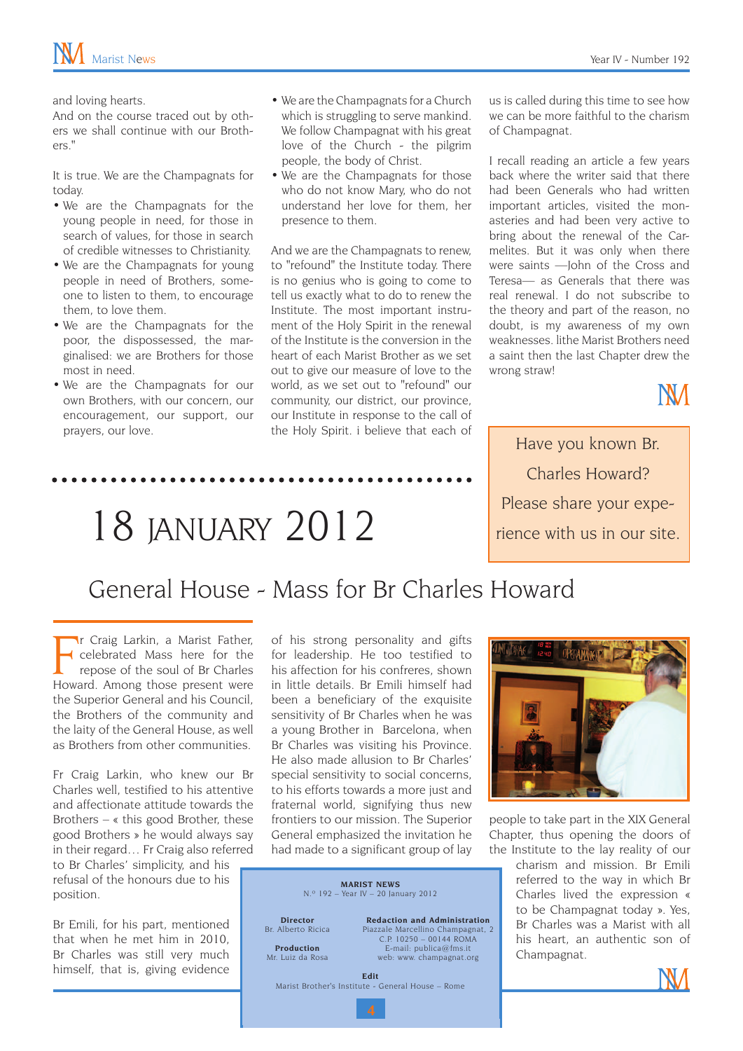and loving hearts.
And on the course traced out by others we shall continue with our Brothers."

It is true. We are the Champagnats for today.

- We are the Champagnats for the young people in need, for those in search of values, for those in search of credible witnesses to Christianity.
- We are the Champagnats for young people in need of Brothers, someone to listen to them, to encourage them, to love them.
- We are the Champagnats for the poor, the dispossessed, the marginalised: we are Brothers for those most in need.
- We are the Champagnats for our own Brothers, with our concern, our encouragement, our support, our prayers, our love.
- We are the Champagnats for a Church which is struggling to serve mankind. We follow Champagnat with his great love of the Church - the pilgrim people, the body of Christ.
- We are the Champagnats for those who do not know Mary, who do not understand her love for them, her presence to them.

And we are the Champagnats to renew, to "refound" the Institute today. There is no genius who is going to come to tell us exactly what to do to renew the Institute. The most important instrument of the Holy Spirit in the renewal of the Institute is the conversion in the heart of each Marist Brother as we set out to give our measure of love to the world, as we set out to "refound" our community, our district, our province, our Institute in response to the call of the Holy Spirit. i believe that each of us is called during this time to see how we can be more faithful to the charism of Champagnat.

I recall reading an article a few years back where the writer said that there had been Generals who had written important articles, visited the monasteries and had been very active to bring about the renewal of the Carmelites. But it was only when there were saints —John of the Cross and Teresa— as Generals that there was real renewal. I do not subscribe to the theory and part of the reason, no doubt, is my awareness of my own weaknesses. lithe Marist Brothers need a saint then the last Chapter drew the wrong straw!

Have you known Br. Charles Howard? Please share your experience with us in our site.

# 18 JANUARY 2012

## General House - Mass for Br Charles Howard

Fr Craig Larkin, a Marist Father, celebrated Mass here for the repose of the soul of Br Charles Howard. Among those present were the Superior General and his Council, the Brothers of the community and the laity of the General House, as well as Brothers from other communities.

Fr Craig Larkin, who knew our Br Charles well, testified to his attentive and affectionate attitude towards the Brothers – « this good Brother, these good Brothers » he would always say in their regard… Fr Craig also referred to Br Charles' simplicity, and his refusal of the honours due to his position.

Br Emili, for his part, mentioned that when he met him in 2010, Br Charles was still very much himself, that is, giving evidence of his strong personality and gifts for leadership. He too testified to his affection for his confreres, shown in little details. Br Emili himself had been a beneficiary of the exquisite sensitivity of Br Charles when he was a young Brother in Barcelona, when Br Charles was visiting his Province. He also made allusion to Br Charles' special sensitivity to social concerns, to his efforts towards a more just and fraternal world, signifying thus new frontiers to our mission. The Superior General emphasized the invitation he had made to a significant group of lay people to take part in the XIX General Chapter, thus opening the doors of the Institute to the lay reality of our charism and mission. Br Emili referred to the way in which Br Charles lived the expression « to be Champagnat today ». Yes, Br Charles was a Marist with all his heart, an authentic son of Champagnat.

**MARIST NEWS**
N.º 192 – Year IV – 20 January 2012

**Director**
Br. Alberto Ricica

**Production**
Mr. Luiz da Rosa

**Redaction and Administration**
Piazzale Marcellino Champagnat, 2
C.P. 10250 – 00144 ROMA
E-mail: publica@fms.it
web: www. champagnat.org

**Edit**
Marist Brother's Institute - General House – Rome